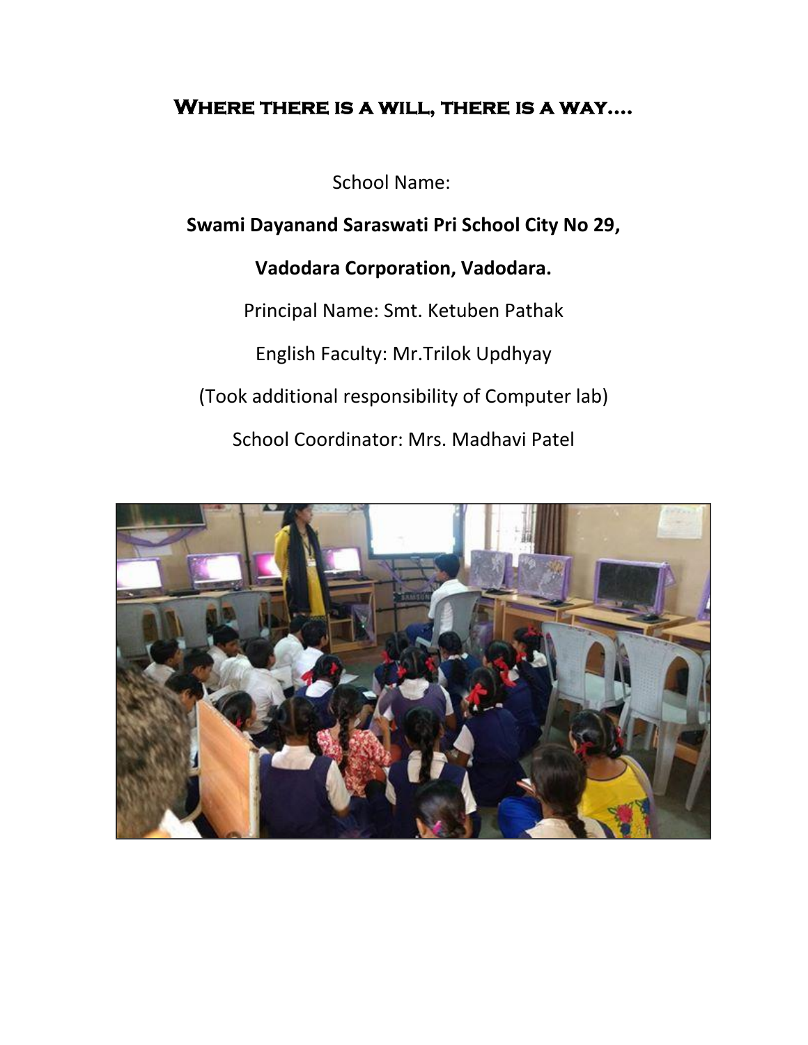# Where there is a will, there is a way....

School Name:

**Swami Dayanand Saraswati Pri School City No 29,**

**Vadodara Corporation, Vadodara.**

Principal Name: Smt. Ketuben Pathak

English Faculty: Mr.Trilok Updhyay

(Took additional responsibility of Computer lab)

School Coordinator: Mrs. Madhavi Patel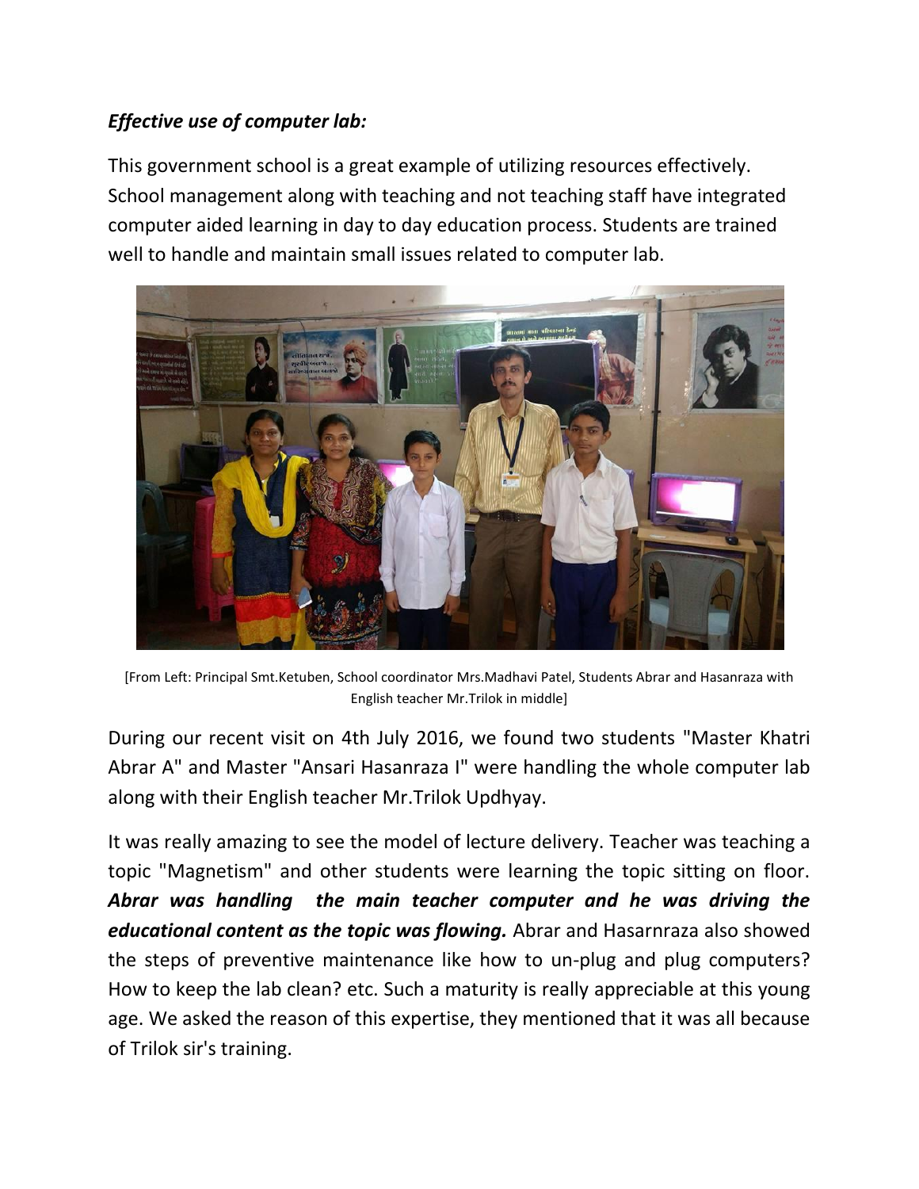***Effective use of computer lab:***

This government school is a great example of utilizing resources effectively. School management along with teaching and not teaching staff have integrated computer aided learning in day to day education process. Students are trained well to handle and maintain small issues related to computer lab.

[From Left: Principal Smt.Ketuben, School coordinator Mrs.Madhavi Patel, Students Abrar and Hasanraza with English teacher Mr.Trilok in middle]

During our recent visit on 4th July 2016, we found two students "Master Khatri Abrar A" and Master "Ansari Hasanraza I" were handling the whole computer lab along with their English teacher Mr.Trilok Updhyay.

It was really amazing to see the model of lecture delivery. Teacher was teaching a topic "Magnetism" and other students were learning the topic sitting on floor. ***Abrar was handling the main teacher computer and he was driving the educational content as the topic was flowing.*** Abrar and Hasarnraza also showed the steps of preventive maintenance like how to un-plug and plug computers? How to keep the lab clean? etc. Such a maturity is really appreciable at this young age. We asked the reason of this expertise, they mentioned that it was all because of Trilok sir's training.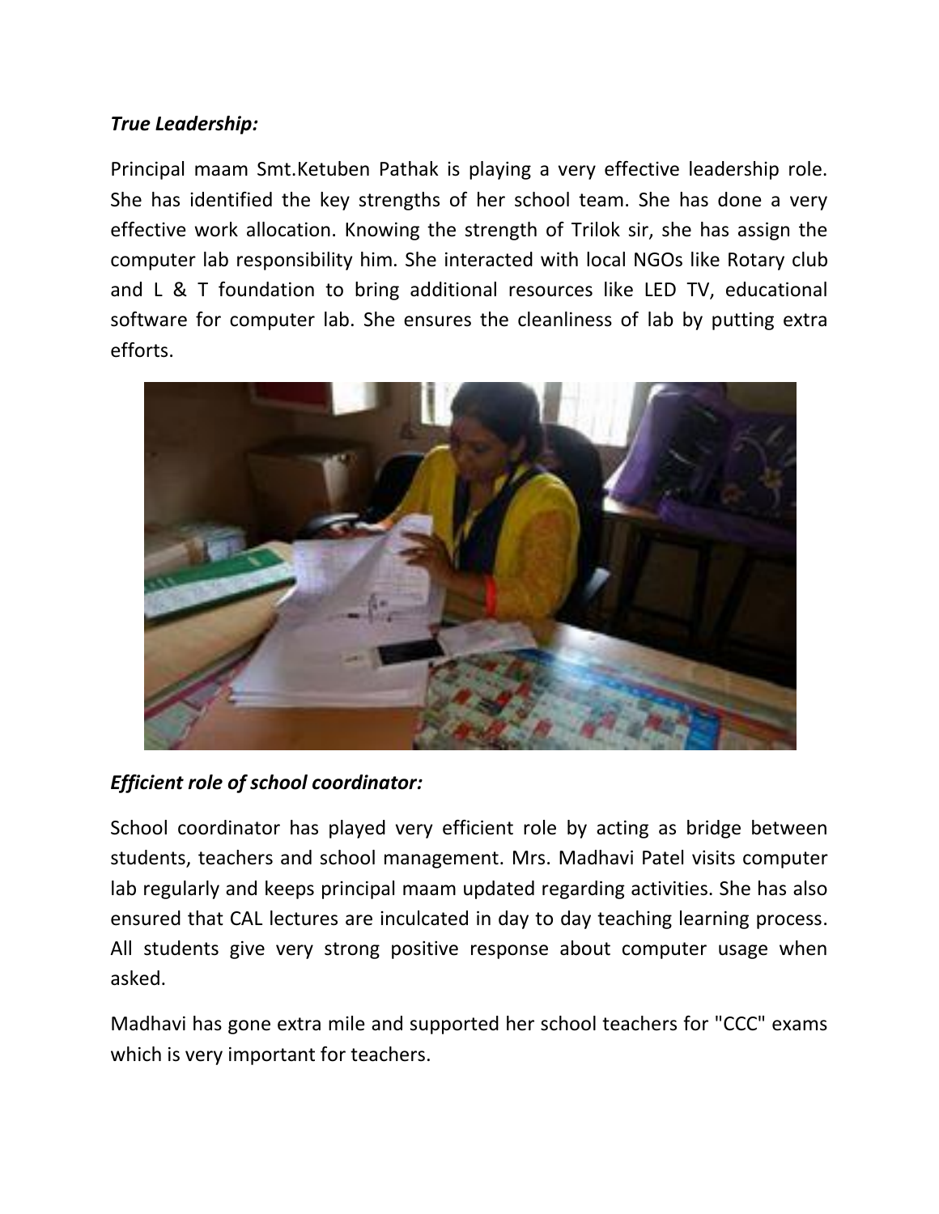***True Leadership:***

Principal maam Smt.Ketuben Pathak is playing a very effective leadership role. She has identified the key strengths of her school team. She has done a very effective work allocation. Knowing the strength of Trilok sir, she has assign the computer lab responsibility him. She interacted with local NGOs like Rotary club and L & T foundation to bring additional resources like LED TV, educational software for computer lab. She ensures the cleanliness of lab by putting extra efforts.

***Efficient role of school coordinator:***

School coordinator has played very efficient role by acting as bridge between students, teachers and school management. Mrs. Madhavi Patel visits computer lab regularly and keeps principal maam updated regarding activities. She has also ensured that CAL lectures are inculcated in day to day teaching learning process. All students give very strong positive response about computer usage when asked.

Madhavi has gone extra mile and supported her school teachers for "CCC" exams which is very important for teachers.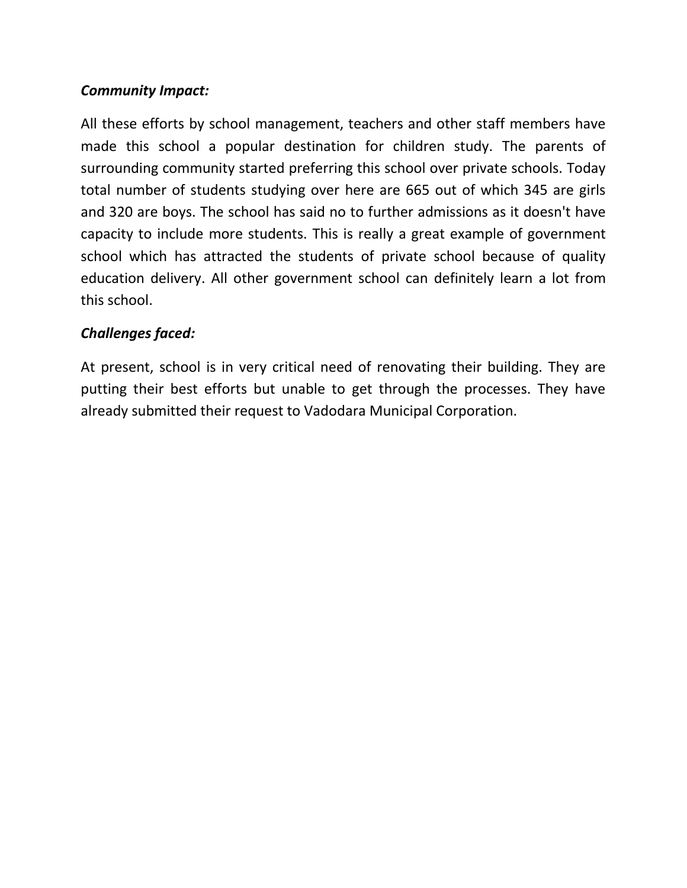***Community Impact:***

All these efforts by school management, teachers and other staff members have made this school a popular destination for children study. The parents of surrounding community started preferring this school over private schools. Today total number of students studying over here are 665 out of which 345 are girls and 320 are boys. The school has said no to further admissions as it doesn't have capacity to include more students. This is really a great example of government school which has attracted the students of private school because of quality education delivery. All other government school can definitely learn a lot from this school.

***Challenges faced:***

At present, school is in very critical need of renovating their building. They are putting their best efforts but unable to get through the processes. They have already submitted their request to Vadodara Municipal Corporation.